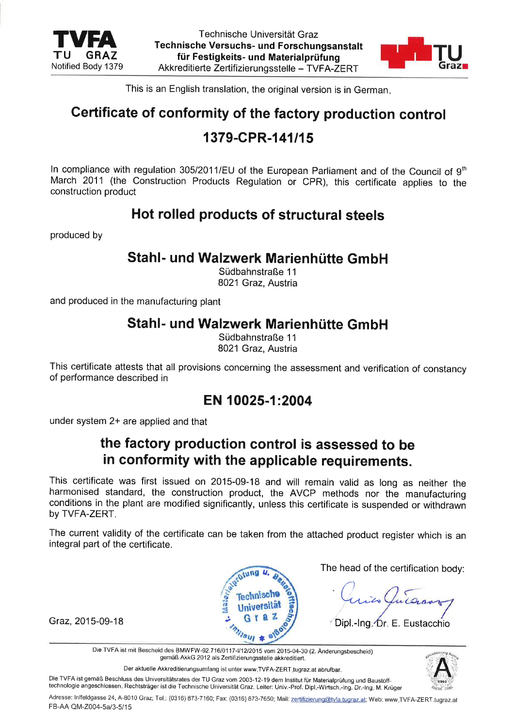**TVFA**
TU GRAZ
Notified Body 1379

Technische Universität Graz
**Technische Versuchs- und Forschungsanstalt**
**für Festigkeits- und Materialprüfung**
Akkreditierte Zertifizierungsstelle – TVFA-ZERT

This is an English translation, the original version is in German.

# Certificate of conformity of the factory production control

# 1379-CPR-141/15

In compliance with regulation 305/2011/EU of the European Parliament and of the Council of 9th March 2011 (the Construction Products Regulation or CPR), this certificate applies to the construction product

## Hot rolled products of structural steels

produced by

## Stahl- und Walzwerk Marienhütte GmbH

Südbahnstraße 11
8021 Graz, Austria

and produced in the manufacturing plant

## Stahl- und Walzwerk Marienhütte GmbH

Südbahnstraße 11
8021 Graz, Austria

This certificate attests that all provisions concerning the assessment and verification of constancy of performance described in

## EN 10025-1:2004

under system 2+ are applied and that

## the factory production control is assessed to be in conformity with the applicable requirements.

This certificate was first issued on 2015-09-18 and will remain valid as long as neither the harmonised standard, the construction product, the AVCP methods nor the manufacturing conditions in the plant are modified significantly, unless this certificate is suspended or withdrawn by TVFA-ZERT.

The current validity of the certificate can be taken from the attached product register which is an integral part of the certificate.

Graz, 2015-09-18

The head of the certification body:

Dipl.-Ing. Dr. E. Eustacchio

Die TVFA ist mit Bescheid des BMWFW-92.716/0117-I/12/2015 vom 2015-04-30 (2. Änderungsbescheid) gemäß AkkG 2012 als Zertifizierungsstelle akkreditiert.

Der aktuelle Akkreditierungsumfang ist unter www.TVFA-ZERT.tugraz.at abrufbar.

Die TVFA ist gemäß Beschluss des Universitätsrates der TU Graz vom 2003-12-19 dem Institut für Materialprüfung und Baustofftechnologie angeschlossen. Rechtsträger ist die Technische Universität Graz. Leiter: Univ.-Prof. Dipl.-Wirtsch.-Ing. Dr.-Ing. M. Krüger

Adresse: Inffeldgasse 24, A-8010 Graz; Tel.: (0316) 873-7160; Fax: (0316) 873-7650; Mail: zertifizierung@tvfa.tugraz.at; Web: www.TVFA-ZERT.tugraz.at
FB-AA QM-Z004-5a/3-5/15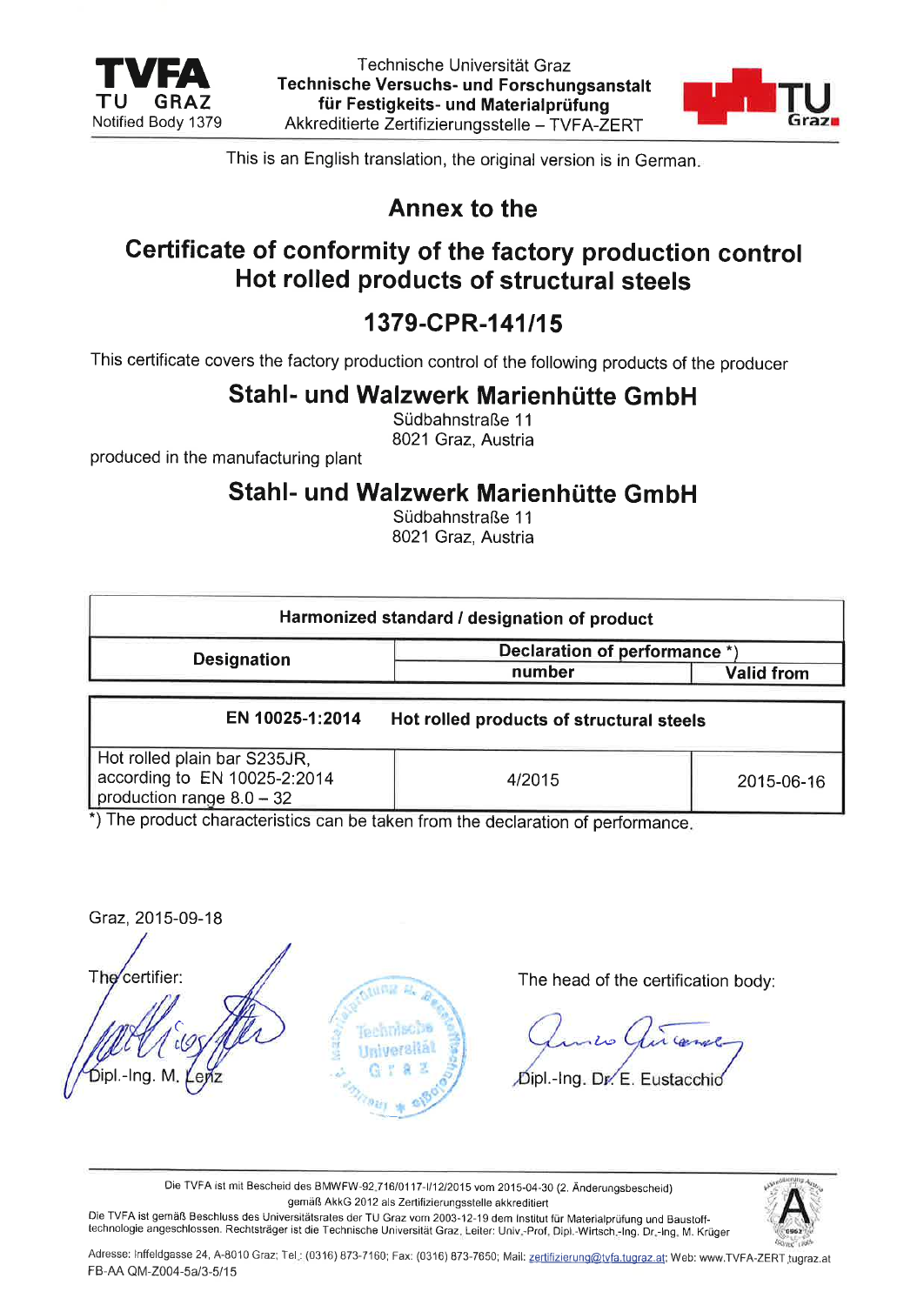TVFA
TU GRAZ
Notified Body 1379

Technische Universität Graz
**Technische Versuchs- und Forschungsanstalt**
**für Festigkeits- und Materialprüfung**
Akkreditierte Zertifizierungsstelle – TVFA-ZERT

This is an English translation, the original version is in German.

## Annex to the

# Certificate of conformity of the factory production control
# Hot rolled products of structural steels

## 1379-CPR-141/15

This certificate covers the factory production control of the following products of the producer

### Stahl- und Walzwerk Marienhütte GmbH

Südbahnstraße 11
8021 Graz, Austria

produced in the manufacturing plant

### Stahl- und Walzwerk Marienhütte GmbH

Südbahnstraße 11
8021 Graz, Austria

| Harmonized standard / designation of product | | |
|---|---|---|
| **Designation** | **Declaration of performance \*)** | |
| | **number** | **Valid from** |
| **EN 10025-1:2014** | **Hot rolled products of structural steels** | |
| Hot rolled plain bar S235JR, according to EN 10025-2:2014 production range 8.0 – 32 | 4/2015 | 2015-06-16 |

*) The product characteristics can be taken from the declaration of performance.

Graz, 2015-09-18

The certifier:

Dipl.-Ing. M. Lenz

The head of the certification body:

Dipl.-Ing. Dr. E. Eustacchio

Die TVFA ist mit Bescheid des BMWFW-92.716/0117-I/12/2015 vom 2015-04-30 (2. Änderungsbescheid) gemäß AkkG 2012 als Zertifizierungsstelle akkreditiert
Die TVFA ist gemäß Beschluss des Universitätsrates der TU Graz vom 2003-12-19 dem Institut für Materialprüfung und Baustofftechnologie angeschlossen. Rechtsträger ist die Technische Universität Graz, Leiter: Univ.-Prof. Dipl.-Wirtsch.-Ing. Dr.-Ing. M. Krüger

Adresse: Inffeldgasse 24, A-8010 Graz; Tel.: (0316) 873-7160; Fax: (0316) 873-7650; Mail: zertifizierung@tvfa.tugraz.at; Web: www.TVFA-ZERT.tugraz.at
FB-AA QM-Z004-5a/3-5/15